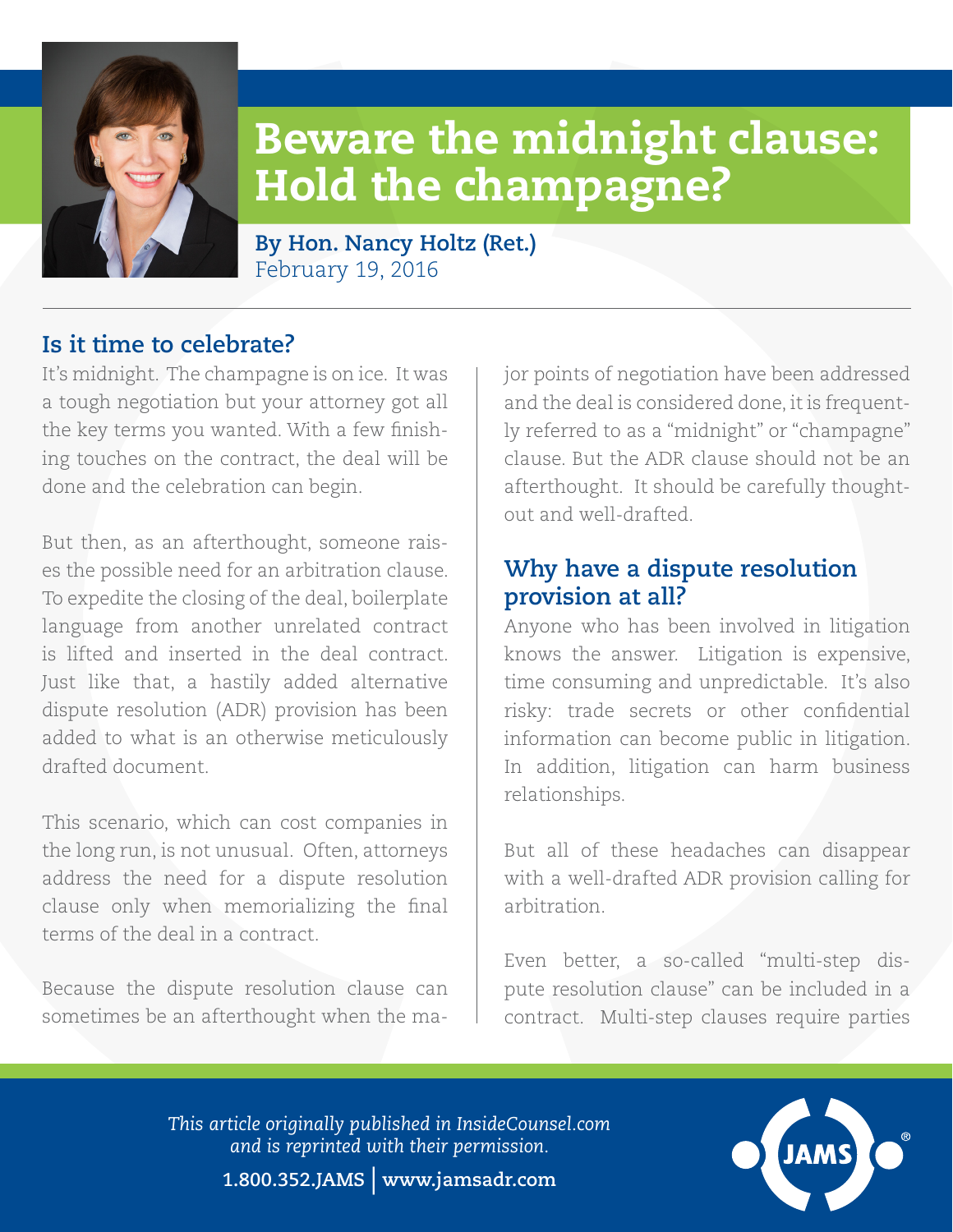# Beware the midnight clause: Hold the champagne?

**By Hon. Nancy Holtz (Ret.)**
February 19, 2016

## Is it time to celebrate?

It's midnight. The champagne is on ice. It was a tough negotiation but your attorney got all the key terms you wanted. With a few finishing touches on the contract, the deal will be done and the celebration can begin.

But then, as an afterthought, someone raises the possible need for an arbitration clause. To expedite the closing of the deal, boilerplate language from another unrelated contract is lifted and inserted in the deal contract. Just like that, a hastily added alternative dispute resolution (ADR) provision has been added to what is an otherwise meticulously drafted document.

This scenario, which can cost companies in the long run, is not unusual. Often, attorneys address the need for a dispute resolution clause only when memorializing the final terms of the deal in a contract.

Because the dispute resolution clause can sometimes be an afterthought when the major points of negotiation have been addressed and the deal is considered done, it is frequently referred to as a "midnight" or "champagne" clause. But the ADR clause should not be an afterthought. It should be carefully thought-out and well-drafted.

## Why have a dispute resolution provision at all?

Anyone who has been involved in litigation knows the answer. Litigation is expensive, time consuming and unpredictable. It's also risky: trade secrets or other confidential information can become public in litigation. In addition, litigation can harm business relationships.

But all of these headaches can disappear with a well-drafted ADR provision calling for arbitration.

Even better, a so-called "multi-step dispute resolution clause" can be included in a contract. Multi-step clauses require parties

*This article originally published in InsideCounsel.com and is reprinted with their permission.*

**1.800.352.JAMS | www.jamsadr.com**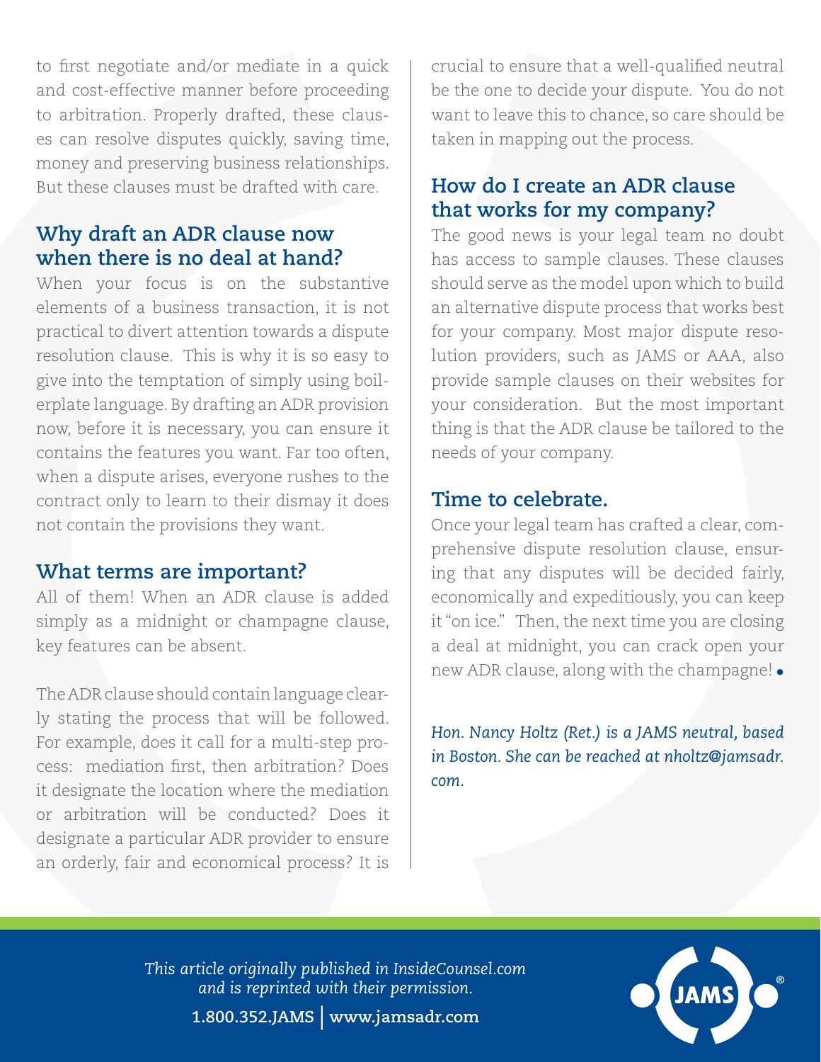to first negotiate and/or mediate in a quick and cost-effective manner before proceeding to arbitration. Properly drafted, these clauses can resolve disputes quickly, saving time, money and preserving business relationships. But these clauses must be drafted with care.

## Why draft an ADR clause now when there is no deal at hand?

When your focus is on the substantive elements of a business transaction, it is not practical to divert attention towards a dispute resolution clause. This is why it is so easy to give into the temptation of simply using boilerplate language. By drafting an ADR provision now, before it is necessary, you can ensure it contains the features you want. Far too often, when a dispute arises, everyone rushes to the contract only to learn to their dismay it does not contain the provisions they want.

## What terms are important?

All of them! When an ADR clause is added simply as a midnight or champagne clause, key features can be absent.

The ADR clause should contain language clearly stating the process that will be followed. For example, does it call for a multi-step process: mediation first, then arbitration? Does it designate the location where the mediation or arbitration will be conducted? Does it designate a particular ADR provider to ensure an orderly, fair and economical process? It is crucial to ensure that a well-qualified neutral be the one to decide your dispute. You do not want to leave this to chance, so care should be taken in mapping out the process.

## How do I create an ADR clause that works for my company?

The good news is your legal team no doubt has access to sample clauses. These clauses should serve as the model upon which to build an alternative dispute process that works best for your company. Most major dispute resolution providers, such as JAMS or AAA, also provide sample clauses on their websites for your consideration. But the most important thing is that the ADR clause be tailored to the needs of your company.

## Time to celebrate.

Once your legal team has crafted a clear, comprehensive dispute resolution clause, ensuring that any disputes will be decided fairly, economically and expeditiously, you can keep it "on ice." Then, the next time you are closing a deal at midnight, you can crack open your new ADR clause, along with the champagne! •

*Hon. Nancy Holtz (Ret.) is a JAMS neutral, based in Boston. She can be reached at nholtz@jamsadr.com.*

*This article originally published in InsideCounsel.com and is reprinted with their permission.*

**1.800.352.JAMS | www.jamsadr.com**

JAMS®